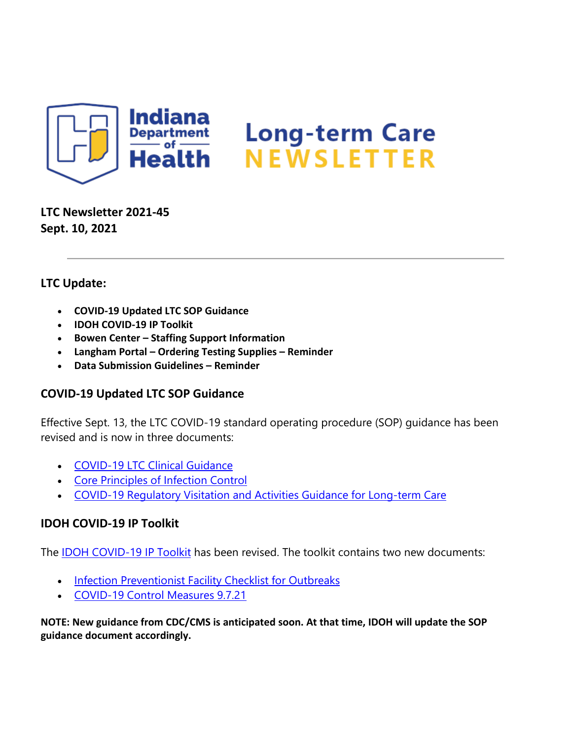Indiana Department of Health

# Long-term Care NEWSLETTER

**LTC Newsletter 2021-45**
**Sept. 10, 2021**

---

## LTC Update:

- **COVID-19 Updated LTC SOP Guidance**
- **IDOH COVID-19 IP Toolkit**
- **Bowen Center – Staffing Support Information**
- **Langham Portal – Ordering Testing Supplies – Reminder**
- **Data Submission Guidelines – Reminder**

## COVID-19 Updated LTC SOP Guidance

Effective Sept. 13, the LTC COVID-19 standard operating procedure (SOP) guidance has been revised and is now in three documents:

- COVID-19 LTC Clinical Guidance
- Core Principles of Infection Control
- COVID-19 Regulatory Visitation and Activities Guidance for Long-term Care

## IDOH COVID-19 IP Toolkit

The IDOH COVID-19 IP Toolkit has been revised. The toolkit contains two new documents:

- Infection Preventionist Facility Checklist for Outbreaks
- COVID-19 Control Measures 9.7.21

**NOTE: New guidance from CDC/CMS is anticipated soon. At that time, IDOH will update the SOP guidance document accordingly.**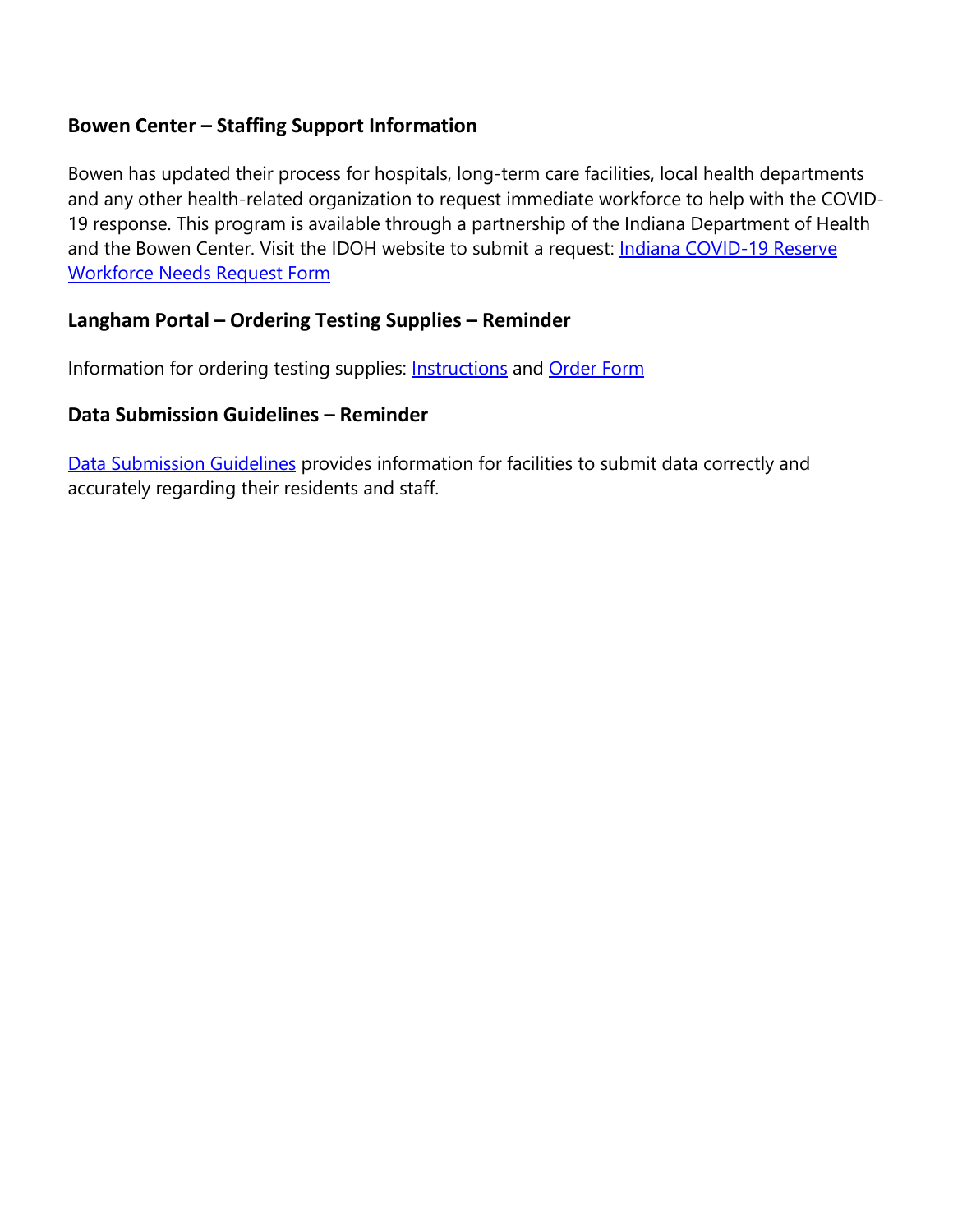**Bowen Center – Staffing Support Information**

Bowen has updated their process for hospitals, long-term care facilities, local health departments and any other health-related organization to request immediate workforce to help with the COVID-19 response. This program is available through a partnership of the Indiana Department of Health and the Bowen Center. Visit the IDOH website to submit a request: Indiana COVID-19 Reserve Workforce Needs Request Form

**Langham Portal – Ordering Testing Supplies – Reminder**

Information for ordering testing supplies: Instructions and Order Form

**Data Submission Guidelines – Reminder**

Data Submission Guidelines provides information for facilities to submit data correctly and accurately regarding their residents and staff.